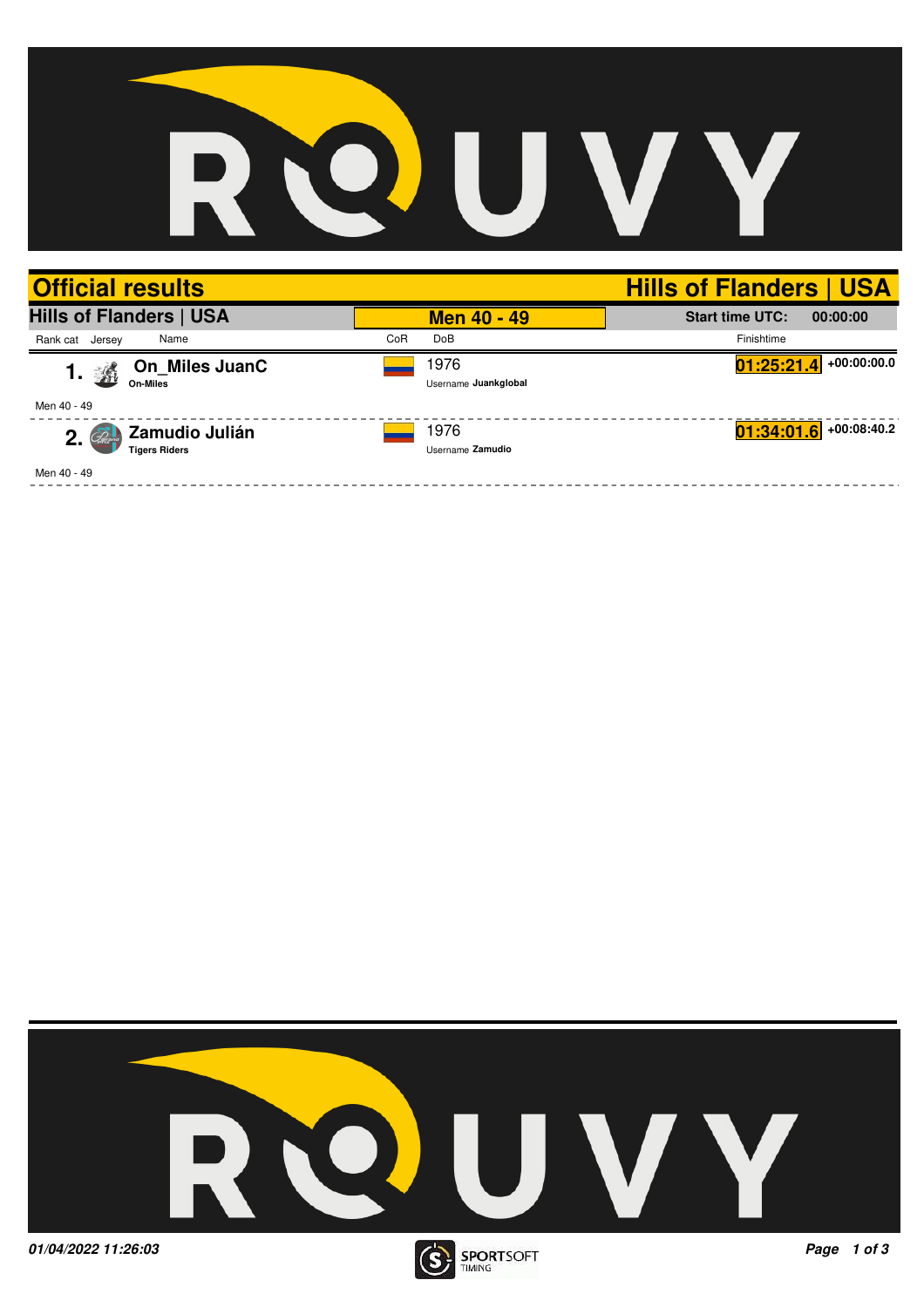# Official results

## Hills of Flanders | USA

**Hills of Flanders | USA** | **Men 40 - 49** | **Start time UTC: 00:00:00**

| Rank cat | Jersey | Name | CoR | DoB | Finishtime | |
|---|---|---|---|---|---|---|
| 1. | | **On_Miles JuanC**<br>On-Miles | | 1976<br>Username **Juankglobal** | 01:25:21.4 | +00:00:00.0 |
| Men 40 - 49 | | | | | | |
| 2. | | **Zamudio Julián**<br>Tigers Riders | | 1976<br>Username **Zamudio** | 01:34:01.6 | +00:08:40.2 |
| Men 40 - 49 | | | | | | |

*01/04/2022 11:26:03*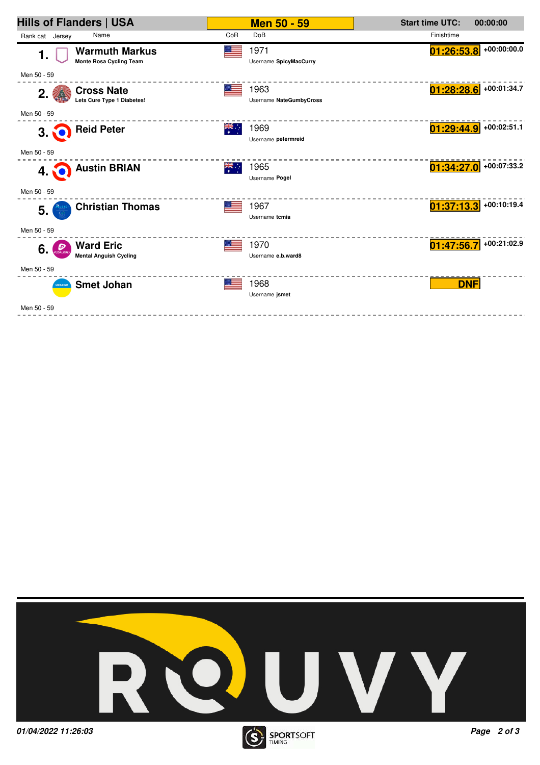# Hills of Flanders | USA

**Men 50 - 59**

**Start time UTC:** 00:00:00

| Rank cat | Jersey | Name | CoR | DoB | Finishtime | |
|---|---|---|---|---|---|---|
| 1. | | **Warmuth Markus** Monte Rosa Cycling Team<br>Men 50 - 59 | USA | 1971<br>Username **SpicyMacCurry** | **01:26:53.8** | +00:00:00.0 |
| 2. | | **Cross Nate** Lets Cure Type 1 Diabetes!<br>Men 50 - 59 | USA | 1963<br>Username **NateGumbyCross** | **01:28:28.6** | +00:01:34.7 |
| 3. | | **Reid Peter**<br>Men 50 - 59 | AUS | 1969<br>Username **petermreid** | **01:29:44.9** | +00:02:51.1 |
| 4. | | **Austin BRIAN**<br>Men 50 - 59 | AUS | 1965<br>Username **Pogel** | **01:34:27.0** | +00:07:33.2 |
| 5. | | **Christian Thomas**<br>Men 50 - 59 | USA | 1967<br>Username **tcmia** | **01:37:13.3** | +00:10:19.4 |
| 6. | | **Ward Eric** Mental Anguish Cycling<br>Men 50 - 59 | USA | 1970<br>Username **e.b.ward8** | **01:47:56.7** | +00:21:02.9 |
| | | **Smet Johan**<br>Men 50 - 59 | USA | 1968<br>Username **jsmet** | **DNF** | |

*01/04/2022 11:26:03*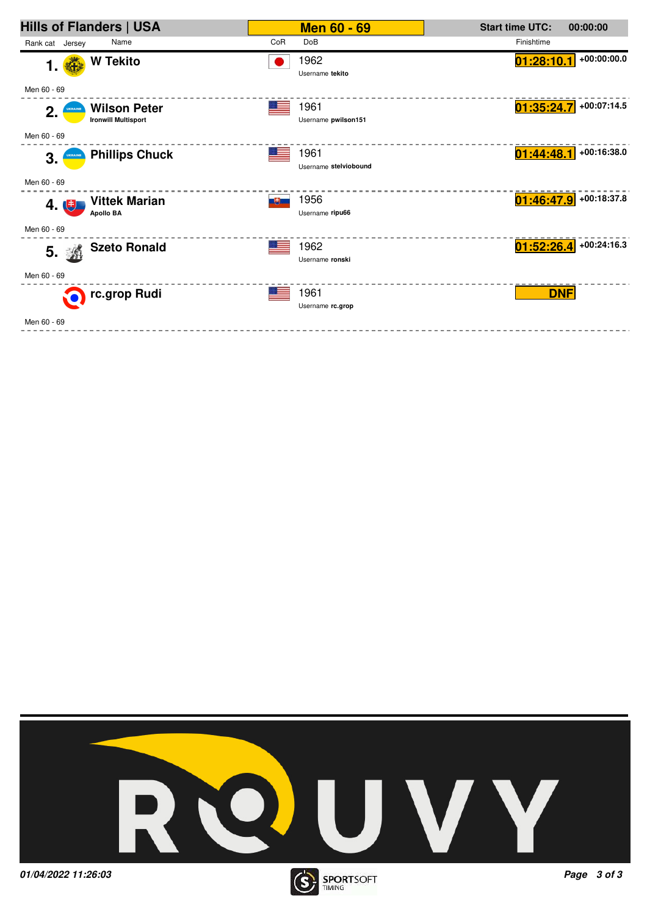# Hills of Flanders | USA

**Men 60 - 69**

**Start time UTC: 00:00:00**

| Rank cat | Jersey | Name | CoR | DoB | Finishtime | |
|---|---|---|---|---|---|---|
| 1. | | **W Tekito** | | 1962 Username **tekito** | 01:28:10.1 | +00:00:00.0 |
| Men 60 - 69 | | | | | | |
| 2. | | **Wilson Peter** Ironwill Multisport | | 1961 Username **pwilson151** | 01:35:24.7 | +00:07:14.5 |
| Men 60 - 69 | | | | | | |
| 3. | | **Phillips Chuck** | | 1961 Username **stelviobound** | 01:44:48.1 | +00:16:38.0 |
| Men 60 - 69 | | | | | | |
| 4. | | **Vittek Marian** Apollo BA | | 1956 Username **ripu66** | 01:46:47.9 | +00:18:37.8 |
| Men 60 - 69 | | | | | | |
| 5. | | **Szeto Ronald** | | 1962 Username **ronski** | 01:52:26.4 | +00:24:16.3 |
| Men 60 - 69 | | | | | | |
| | | **rc.grop Rudi** | | 1961 Username **rc.grop** | DNF | |
| Men 60 - 69 | | | | | | |

ROUVY

*01/04/2022 11:26:03*

SPORTSOFT TIMING